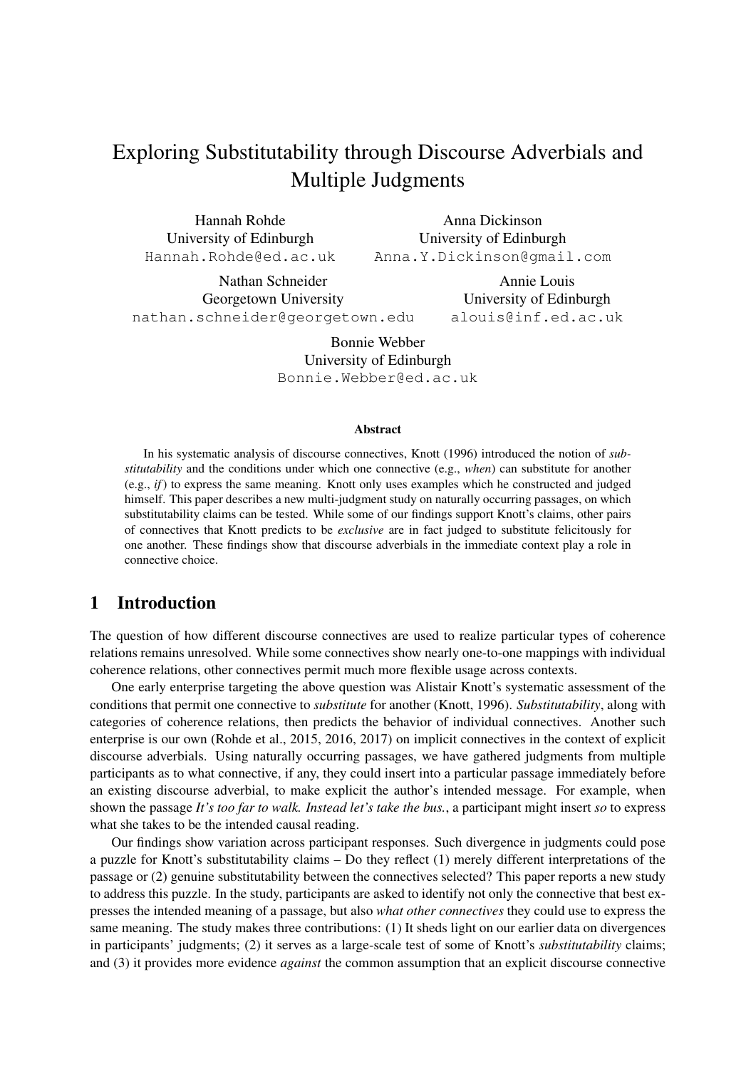# Exploring Substitutability through Discourse Adverbials and Multiple Judgments

Hannah Rohde
University of Edinburgh
Hannah.Rohde@ed.ac.uk

Anna Dickinson
University of Edinburgh
Anna.Y.Dickinson@gmail.com

Nathan Schneider
Georgetown University
nathan.schneider@georgetown.edu

Annie Louis
University of Edinburgh
alouis@inf.ed.ac.uk

Bonnie Webber
University of Edinburgh
Bonnie.Webber@ed.ac.uk

### Abstract

In his systematic analysis of discourse connectives, Knott (1996) introduced the notion of *substitutability* and the conditions under which one connective (e.g., *when*) can substitute for another (e.g., *if*) to express the same meaning. Knott only uses examples which he constructed and judged himself. This paper describes a new multi-judgment study on naturally occurring passages, on which substitutability claims can be tested. While some of our findings support Knott's claims, other pairs of connectives that Knott predicts to be *exclusive* are in fact judged to substitute felicitously for one another. These findings show that discourse adverbials in the immediate context play a role in connective choice.

## 1 Introduction

The question of how different discourse connectives are used to realize particular types of coherence relations remains unresolved. While some connectives show nearly one-to-one mappings with individual coherence relations, other connectives permit much more flexible usage across contexts.

One early enterprise targeting the above question was Alistair Knott's systematic assessment of the conditions that permit one connective to *substitute* for another (Knott, 1996). *Substitutability*, along with categories of coherence relations, then predicts the behavior of individual connectives. Another such enterprise is our own (Rohde et al., 2015, 2016, 2017) on implicit connectives in the context of explicit discourse adverbials. Using naturally occurring passages, we have gathered judgments from multiple participants as to what connective, if any, they could insert into a particular passage immediately before an existing discourse adverbial, to make explicit the author's intended message. For example, when shown the passage *It's too far to walk. Instead let's take the bus.*, a participant might insert *so* to express what she takes to be the intended causal reading.

Our findings show variation across participant responses. Such divergence in judgments could pose a puzzle for Knott's substitutability claims – Do they reflect (1) merely different interpretations of the passage or (2) genuine substitutability between the connectives selected? This paper reports a new study to address this puzzle. In the study, participants are asked to identify not only the connective that best expresses the intended meaning of a passage, but also *what other connectives* they could use to express the same meaning. The study makes three contributions: (1) It sheds light on our earlier data on divergences in participants' judgments; (2) it serves as a large-scale test of some of Knott's *substitutability* claims; and (3) it provides more evidence *against* the common assumption that an explicit discourse connective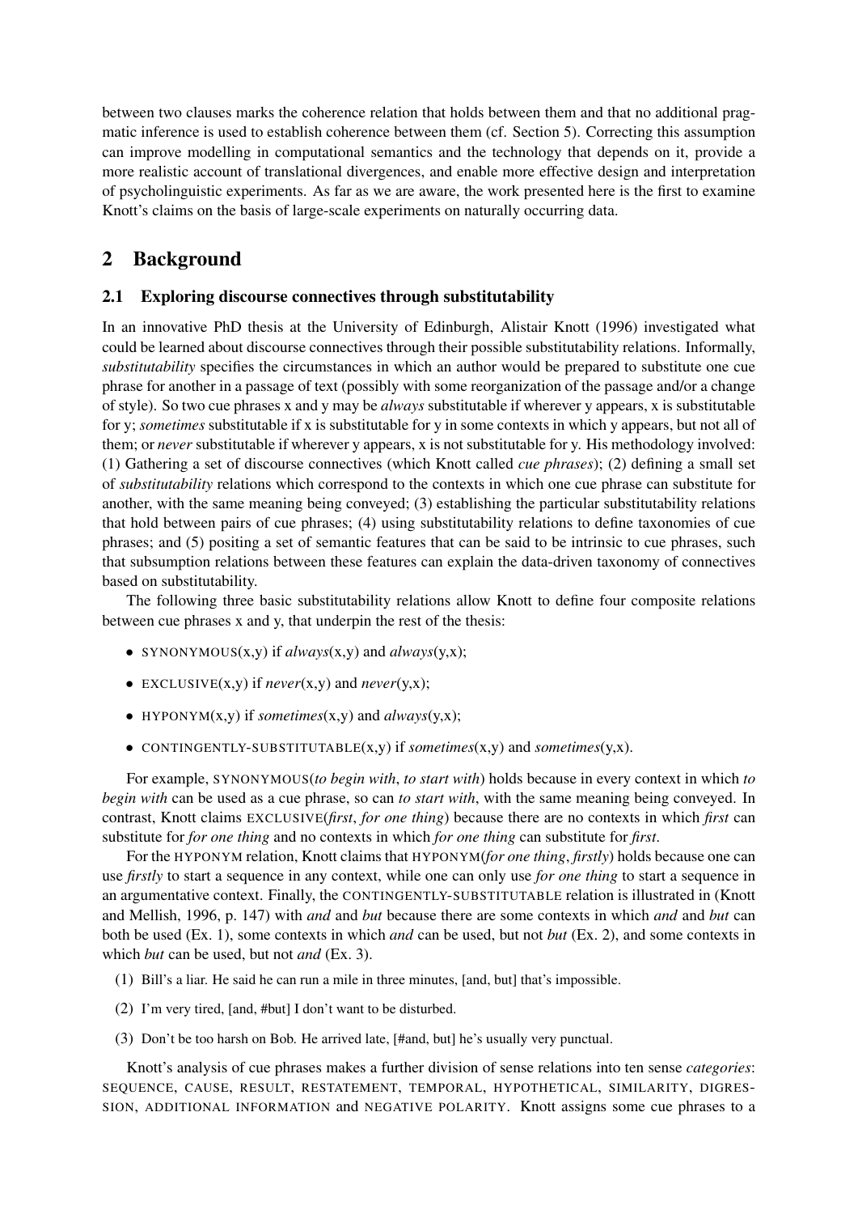between two clauses marks the coherence relation that holds between them and that no additional pragmatic inference is used to establish coherence between them (cf. Section 5). Correcting this assumption can improve modelling in computational semantics and the technology that depends on it, provide a more realistic account of translational divergences, and enable more effective design and interpretation of psycholinguistic experiments. As far as we are aware, the work presented here is the first to examine Knott's claims on the basis of large-scale experiments on naturally occurring data.

## 2 Background

### 2.1 Exploring discourse connectives through substitutability

In an innovative PhD thesis at the University of Edinburgh, Alistair Knott (1996) investigated what could be learned about discourse connectives through their possible substitutability relations. Informally, *substitutability* specifies the circumstances in which an author would be prepared to substitute one cue phrase for another in a passage of text (possibly with some reorganization of the passage and/or a change of style). So two cue phrases x and y may be *always* substitutable if wherever y appears, x is substitutable for y; *sometimes* substitutable if x is substitutable for y in some contexts in which y appears, but not all of them; or *never* substitutable if wherever y appears, x is not substitutable for y. His methodology involved: (1) Gathering a set of discourse connectives (which Knott called *cue phrases*); (2) defining a small set of *substitutability* relations which correspond to the contexts in which one cue phrase can substitute for another, with the same meaning being conveyed; (3) establishing the particular substitutability relations that hold between pairs of cue phrases; (4) using substitutability relations to define taxonomies of cue phrases; and (5) positing a set of semantic features that can be said to be intrinsic to cue phrases, such that subsumption relations between these features can explain the data-driven taxonomy of connectives based on substitutability.

The following three basic substitutability relations allow Knott to define four composite relations between cue phrases x and y, that underpin the rest of the thesis:

- SYNONYMOUS(x,y) if *always*(x,y) and *always*(y,x);
- EXCLUSIVE(x,y) if *never*(x,y) and *never*(y,x);
- HYPONYM(x,y) if *sometimes*(x,y) and *always*(y,x);
- CONTINGENTLY-SUBSTITUTABLE(x,y) if *sometimes*(x,y) and *sometimes*(y,x).

For example, SYNONYMOUS(*to begin with*, *to start with*) holds because in every context in which *to begin with* can be used as a cue phrase, so can *to start with*, with the same meaning being conveyed. In contrast, Knott claims EXCLUSIVE(*first*, *for one thing*) because there are no contexts in which *first* can substitute for *for one thing* and no contexts in which *for one thing* can substitute for *first*.

For the HYPONYM relation, Knott claims that HYPONYM(*for one thing*, *firstly*) holds because one can use *firstly* to start a sequence in any context, while one can only use *for one thing* to start a sequence in an argumentative context. Finally, the CONTINGENTLY-SUBSTITUTABLE relation is illustrated in (Knott and Mellish, 1996, p. 147) with *and* and *but* because there are some contexts in which *and* and *but* can both be used (Ex. 1), some contexts in which *and* can be used, but not *but* (Ex. 2), and some contexts in which *but* can be used, but not *and* (Ex. 3).

(1) Bill's a liar. He said he can run a mile in three minutes, [and, but] that's impossible.

(2) I'm very tired, [and, #but] I don't want to be disturbed.

(3) Don't be too harsh on Bob. He arrived late, [#and, but] he's usually very punctual.

Knott's analysis of cue phrases makes a further division of sense relations into ten sense *categories*: SEQUENCE, CAUSE, RESULT, RESTATEMENT, TEMPORAL, HYPOTHETICAL, SIMILARITY, DIGRESSION, ADDITIONAL INFORMATION and NEGATIVE POLARITY. Knott assigns some cue phrases to a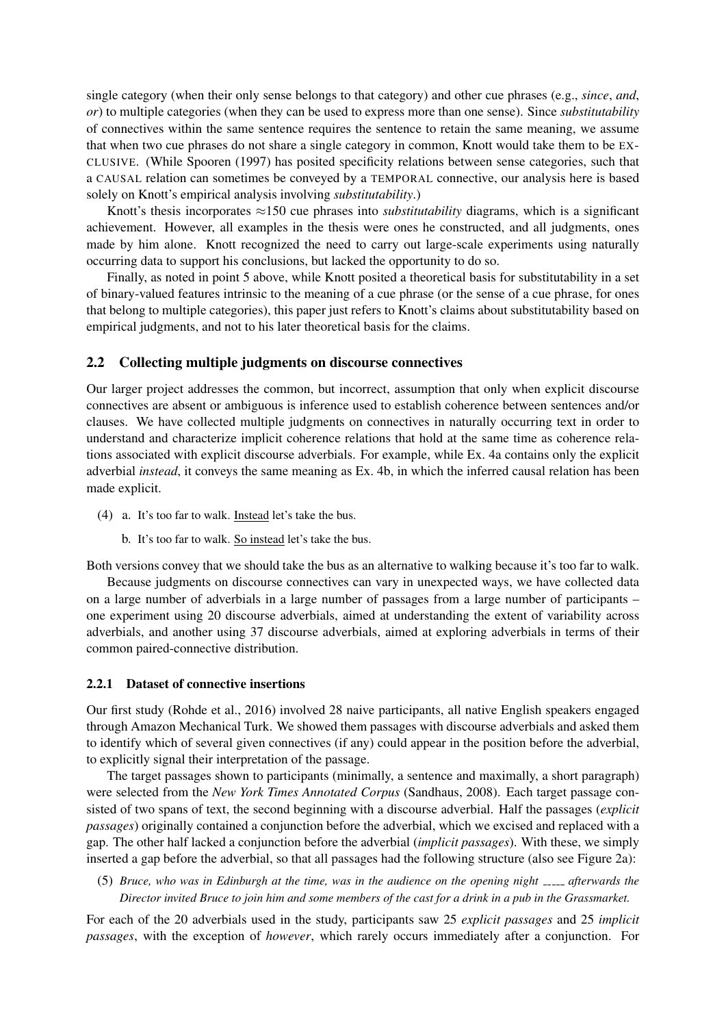single category (when their only sense belongs to that category) and other cue phrases (e.g., *since*, *and*, *or*) to multiple categories (when they can be used to express more than one sense). Since *substitutability* of connectives within the same sentence requires the sentence to retain the same meaning, we assume that when two cue phrases do not share a single category in common, Knott would take them to be EXCLUSIVE. (While Spooren (1997) has posited specificity relations between sense categories, such that a CAUSAL relation can sometimes be conveyed by a TEMPORAL connective, our analysis here is based solely on Knott's empirical analysis involving *substitutability*.)

Knott's thesis incorporates ≈150 cue phrases into *substitutability* diagrams, which is a significant achievement. However, all examples in the thesis were ones he constructed, and all judgments, ones made by him alone. Knott recognized the need to carry out large-scale experiments using naturally occurring data to support his conclusions, but lacked the opportunity to do so.

Finally, as noted in point 5 above, while Knott posited a theoretical basis for substitutability in a set of binary-valued features intrinsic to the meaning of a cue phrase (or the sense of a cue phrase, for ones that belong to multiple categories), this paper just refers to Knott's claims about substitutability based on empirical judgments, and not to his later theoretical basis for the claims.

### 2.2 Collecting multiple judgments on discourse connectives

Our larger project addresses the common, but incorrect, assumption that only when explicit discourse connectives are absent or ambiguous is inference used to establish coherence between sentences and/or clauses. We have collected multiple judgments on connectives in naturally occurring text in order to understand and characterize implicit coherence relations that hold at the same time as coherence relations associated with explicit discourse adverbials. For example, while Ex. 4a contains only the explicit adverbial *instead*, it conveys the same meaning as Ex. 4b, in which the inferred causal relation has been made explicit.

(4) a. It's too far to walk. Instead let's take the bus.

  b. It's too far to walk. So instead let's take the bus.

Both versions convey that we should take the bus as an alternative to walking because it's too far to walk.

Because judgments on discourse connectives can vary in unexpected ways, we have collected data on a large number of adverbials in a large number of passages from a large number of participants – one experiment using 20 discourse adverbials, aimed at understanding the extent of variability across adverbials, and another using 37 discourse adverbials, aimed at exploring adverbials in terms of their common paired-connective distribution.

#### 2.2.1 Dataset of connective insertions

Our first study (Rohde et al., 2016) involved 28 naive participants, all native English speakers engaged through Amazon Mechanical Turk. We showed them passages with discourse adverbials and asked them to identify which of several given connectives (if any) could appear in the position before the adverbial, to explicitly signal their interpretation of the passage.

The target passages shown to participants (minimally, a sentence and maximally, a short paragraph) were selected from the *New York Times Annotated Corpus* (Sandhaus, 2008). Each target passage consisted of two spans of text, the second beginning with a discourse adverbial. Half the passages (*explicit passages*) originally contained a conjunction before the adverbial, which we excised and replaced with a gap. The other half lacked a conjunction before the adverbial (*implicit passages*). With these, we simply inserted a gap before the adverbial, so that all passages had the following structure (also see Figure 2a):

(5) *Bruce, who was in Edinburgh at the time, was in the audience on the opening night _____ afterwards the Director invited Bruce to join him and some members of the cast for a drink in a pub in the Grassmarket.*

For each of the 20 adverbials used in the study, participants saw 25 *explicit passages* and 25 *implicit passages*, with the exception of *however*, which rarely occurs immediately after a conjunction. For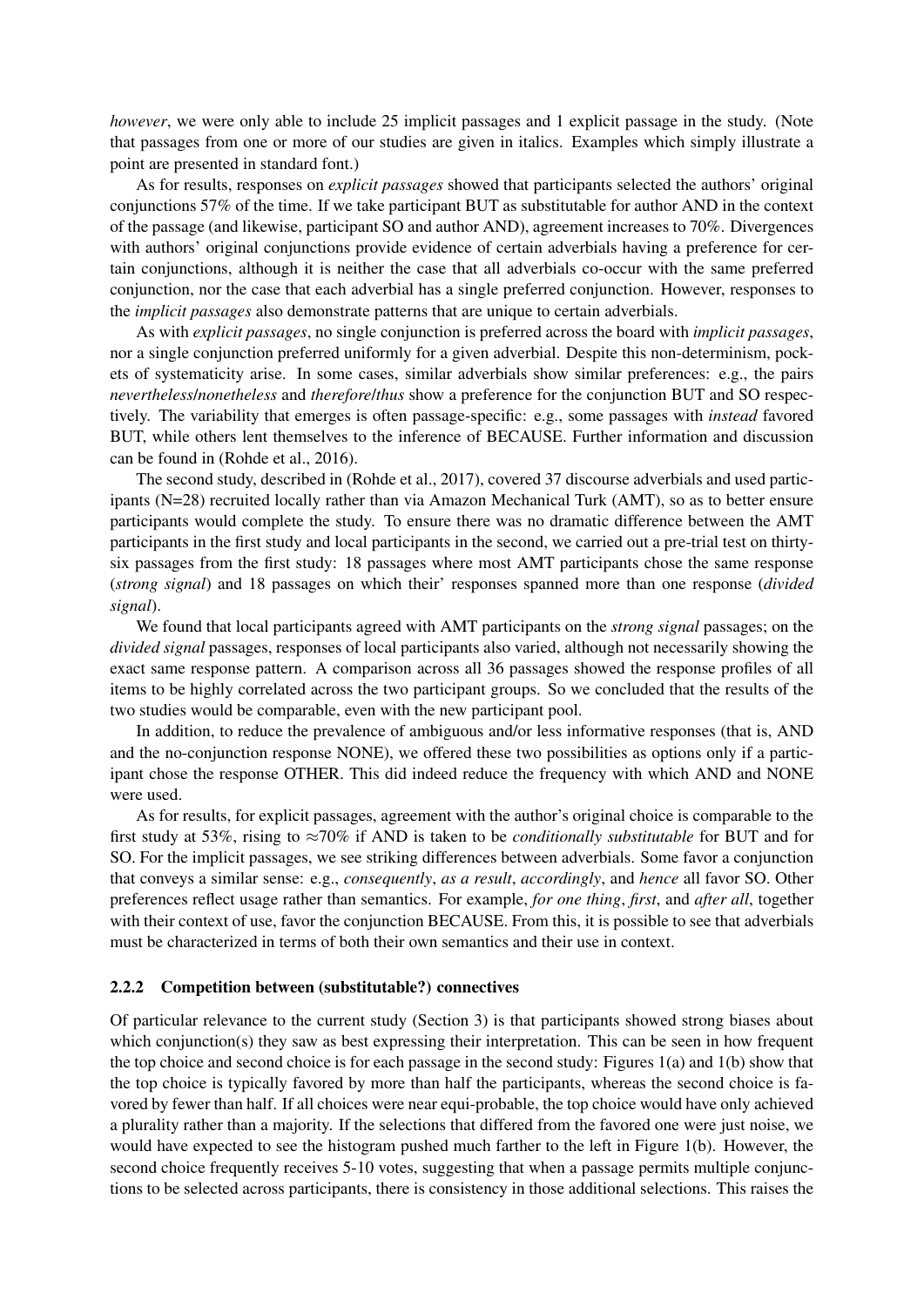*however*, we were only able to include 25 implicit passages and 1 explicit passage in the study. (Note that passages from one or more of our studies are given in italics. Examples which simply illustrate a point are presented in standard font.)

As for results, responses on *explicit passages* showed that participants selected the authors' original conjunctions 57% of the time. If we take participant BUT as substitutable for author AND in the context of the passage (and likewise, participant SO and author AND), agreement increases to 70%. Divergences with authors' original conjunctions provide evidence of certain adverbials having a preference for certain conjunctions, although it is neither the case that all adverbials co-occur with the same preferred conjunction, nor the case that each adverbial has a single preferred conjunction. However, responses to the *implicit passages* also demonstrate patterns that are unique to certain adverbials.

As with *explicit passages*, no single conjunction is preferred across the board with *implicit passages*, nor a single conjunction preferred uniformly for a given adverbial. Despite this non-determinism, pockets of systematicity arise. In some cases, similar adverbials show similar preferences: e.g., the pairs *nevertheless*/*nonetheless* and *therefore*/*thus* show a preference for the conjunction BUT and SO respectively. The variability that emerges is often passage-specific: e.g., some passages with *instead* favored BUT, while others lent themselves to the inference of BECAUSE. Further information and discussion can be found in (Rohde et al., 2016).

The second study, described in (Rohde et al., 2017), covered 37 discourse adverbials and used participants (N=28) recruited locally rather than via Amazon Mechanical Turk (AMT), so as to better ensure participants would complete the study. To ensure there was no dramatic difference between the AMT participants in the first study and local participants in the second, we carried out a pre-trial test on thirty-six passages from the first study: 18 passages where most AMT participants chose the same response (*strong signal*) and 18 passages on which their' responses spanned more than one response (*divided signal*).

We found that local participants agreed with AMT participants on the *strong signal* passages; on the *divided signal* passages, responses of local participants also varied, although not necessarily showing the exact same response pattern. A comparison across all 36 passages showed the response profiles of all items to be highly correlated across the two participant groups. So we concluded that the results of the two studies would be comparable, even with the new participant pool.

In addition, to reduce the prevalence of ambiguous and/or less informative responses (that is, AND and the no-conjunction response NONE), we offered these two possibilities as options only if a participant chose the response OTHER. This did indeed reduce the frequency with which AND and NONE were used.

As for results, for explicit passages, agreement with the author's original choice is comparable to the first study at 53%, rising to $\approx$70% if AND is taken to be *conditionally substitutable* for BUT and for SO. For the implicit passages, we see striking differences between adverbials. Some favor a conjunction that conveys a similar sense: e.g., *consequently*, *as a result*, *accordingly*, and *hence* all favor SO. Other preferences reflect usage rather than semantics. For example, *for one thing*, *first*, and *after all*, together with their context of use, favor the conjunction BECAUSE. From this, it is possible to see that adverbials must be characterized in terms of both their own semantics and their use in context.

### 2.2.2 Competition between (substitutable?) connectives

Of particular relevance to the current study (Section 3) is that participants showed strong biases about which conjunction(s) they saw as best expressing their interpretation. This can be seen in how frequent the top choice and second choice is for each passage in the second study: Figures 1(a) and 1(b) show that the top choice is typically favored by more than half the participants, whereas the second choice is favored by fewer than half. If all choices were near equi-probable, the top choice would have only achieved a plurality rather than a majority. If the selections that differed from the favored one were just noise, we would have expected to see the histogram pushed much farther to the left in Figure 1(b). However, the second choice frequently receives 5-10 votes, suggesting that when a passage permits multiple conjunctions to be selected across participants, there is consistency in those additional selections. This raises the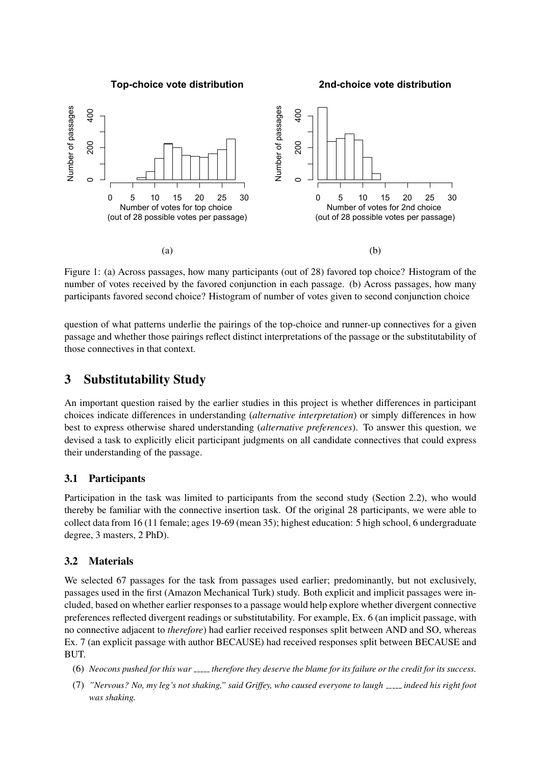Figure 1: (a) Across passages, how many participants (out of 28) favored top choice? Histogram of the number of votes received by the favored conjunction in each passage. (b) Across passages, how many participants favored second choice? Histogram of number of votes given to second conjunction choice

question of what patterns underlie the pairings of the top-choice and runner-up connectives for a given passage and whether those pairings reflect distinct interpretations of the passage or the substitutability of those connectives in that context.

## 3 Substitutability Study

An important question raised by the earlier studies in this project is whether differences in participant choices indicate differences in understanding (*alternative interpretation*) or simply differences in how best to express otherwise shared understanding (*alternative preferences*). To answer this question, we devised a task to explicitly elicit participant judgments on all candidate connectives that could express their understanding of the passage.

### 3.1 Participants

Participation in the task was limited to participants from the second study (Section 2.2), who would thereby be familiar with the connective insertion task. Of the original 28 participants, we were able to collect data from 16 (11 female; ages 19-69 (mean 35); highest education: 5 high school, 6 undergraduate degree, 3 masters, 2 PhD).

### 3.2 Materials

We selected 67 passages for the task from passages used earlier; predominantly, but not exclusively, passages used in the first (Amazon Mechanical Turk) study. Both explicit and implicit passages were included, based on whether earlier responses to a passage would help explore whether divergent connective preferences reflected divergent readings or substitutability. For example, Ex. 6 (an implicit passage, with no connective adjacent to *therefore*) had earlier received responses split between AND and SO, whereas Ex. 7 (an explicit passage with author BECAUSE) had received responses split between BECAUSE and BUT.

(6) *Neocons pushed for this war _____ therefore they deserve the blame for its failure or the credit for its success.*

(7) *"Nervous? No, my leg's not shaking," said Griffey, who caused everyone to laugh _____ indeed his right foot was shaking.*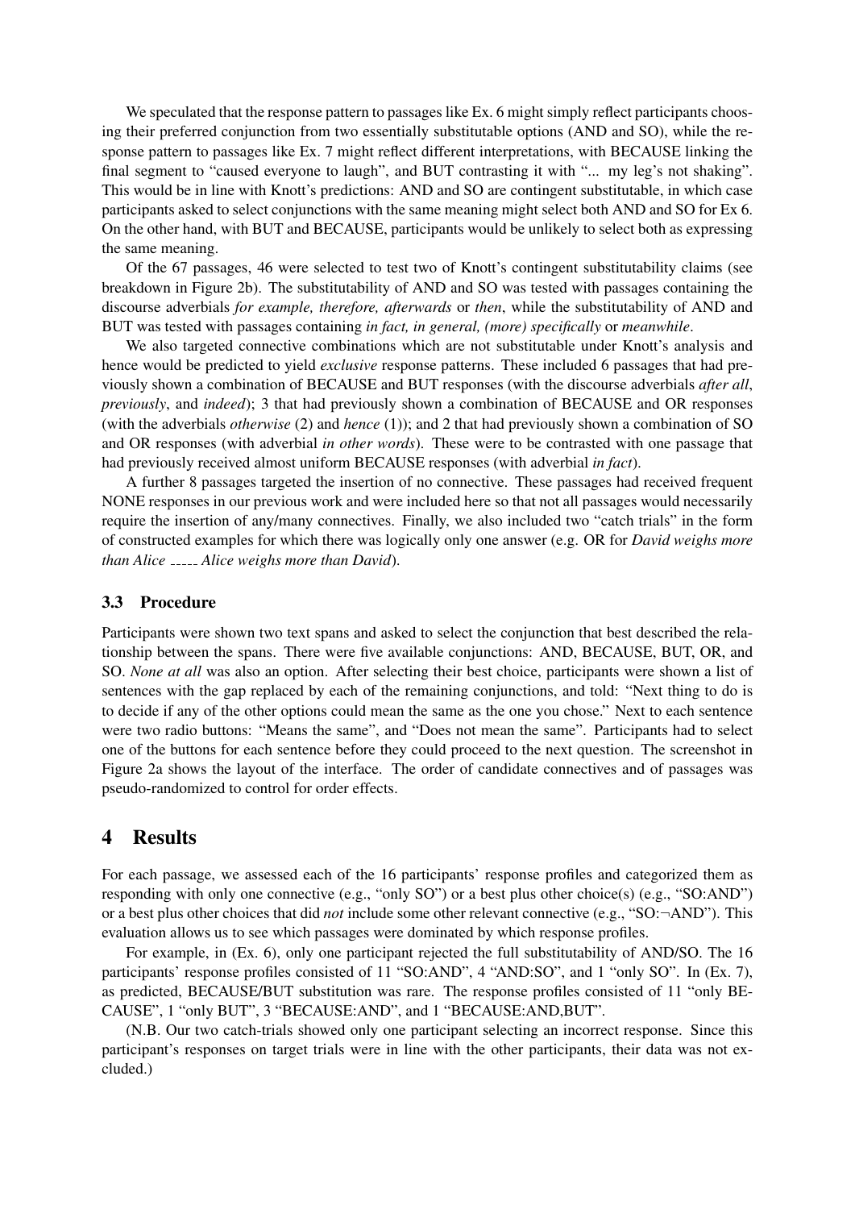We speculated that the response pattern to passages like Ex. 6 might simply reflect participants choosing their preferred conjunction from two essentially substitutable options (AND and SO), while the response pattern to passages like Ex. 7 might reflect different interpretations, with BECAUSE linking the final segment to "caused everyone to laugh", and BUT contrasting it with "... my leg's not shaking". This would be in line with Knott's predictions: AND and SO are contingent substitutable, in which case participants asked to select conjunctions with the same meaning might select both AND and SO for Ex 6. On the other hand, with BUT and BECAUSE, participants would be unlikely to select both as expressing the same meaning.

Of the 67 passages, 46 were selected to test two of Knott's contingent substitutability claims (see breakdown in Figure 2b). The substitutability of AND and SO was tested with passages containing the discourse adverbials *for example, therefore, afterwards* or *then*, while the substitutability of AND and BUT was tested with passages containing *in fact, in general, (more) specifically* or *meanwhile*.

We also targeted connective combinations which are not substitutable under Knott's analysis and hence would be predicted to yield *exclusive* response patterns. These included 6 passages that had previously shown a combination of BECAUSE and BUT responses (with the discourse adverbials *after all*, *previously*, and *indeed*); 3 that had previously shown a combination of BECAUSE and OR responses (with the adverbials *otherwise* (2) and *hence* (1)); and 2 that had previously shown a combination of SO and OR responses (with adverbial *in other words*). These were to be contrasted with one passage that had previously received almost uniform BECAUSE responses (with adverbial *in fact*).

A further 8 passages targeted the insertion of no connective. These passages had received frequent NONE responses in our previous work and were included here so that not all passages would necessarily require the insertion of any/many connectives. Finally, we also included two "catch trials" in the form of constructed examples for which there was logically only one answer (e.g. OR for *David weighs more than Alice _____ Alice weighs more than David*).

### 3.3 Procedure

Participants were shown two text spans and asked to select the conjunction that best described the relationship between the spans. There were five available conjunctions: AND, BECAUSE, BUT, OR, and SO. *None at all* was also an option. After selecting their best choice, participants were shown a list of sentences with the gap replaced by each of the remaining conjunctions, and told: "Next thing to do is to decide if any of the other options could mean the same as the one you chose." Next to each sentence were two radio buttons: "Means the same", and "Does not mean the same". Participants had to select one of the buttons for each sentence before they could proceed to the next question. The screenshot in Figure 2a shows the layout of the interface. The order of candidate connectives and of passages was pseudo-randomized to control for order effects.

## 4 Results

For each passage, we assessed each of the 16 participants' response profiles and categorized them as responding with only one connective (e.g., "only SO") or a best plus other choice(s) (e.g., "SO:AND") or a best plus other choices that did *not* include some other relevant connective (e.g., "SO:¬AND"). This evaluation allows us to see which passages were dominated by which response profiles.

For example, in (Ex. 6), only one participant rejected the full substitutability of AND/SO. The 16 participants' response profiles consisted of 11 "SO:AND", 4 "AND:SO", and 1 "only SO". In (Ex. 7), as predicted, BECAUSE/BUT substitution was rare. The response profiles consisted of 11 "only BECAUSE", 1 "only BUT", 3 "BECAUSE:AND", and 1 "BECAUSE:AND,BUT".

(N.B. Our two catch-trials showed only one participant selecting an incorrect response. Since this participant's responses on target trials were in line with the other participants, their data was not excluded.)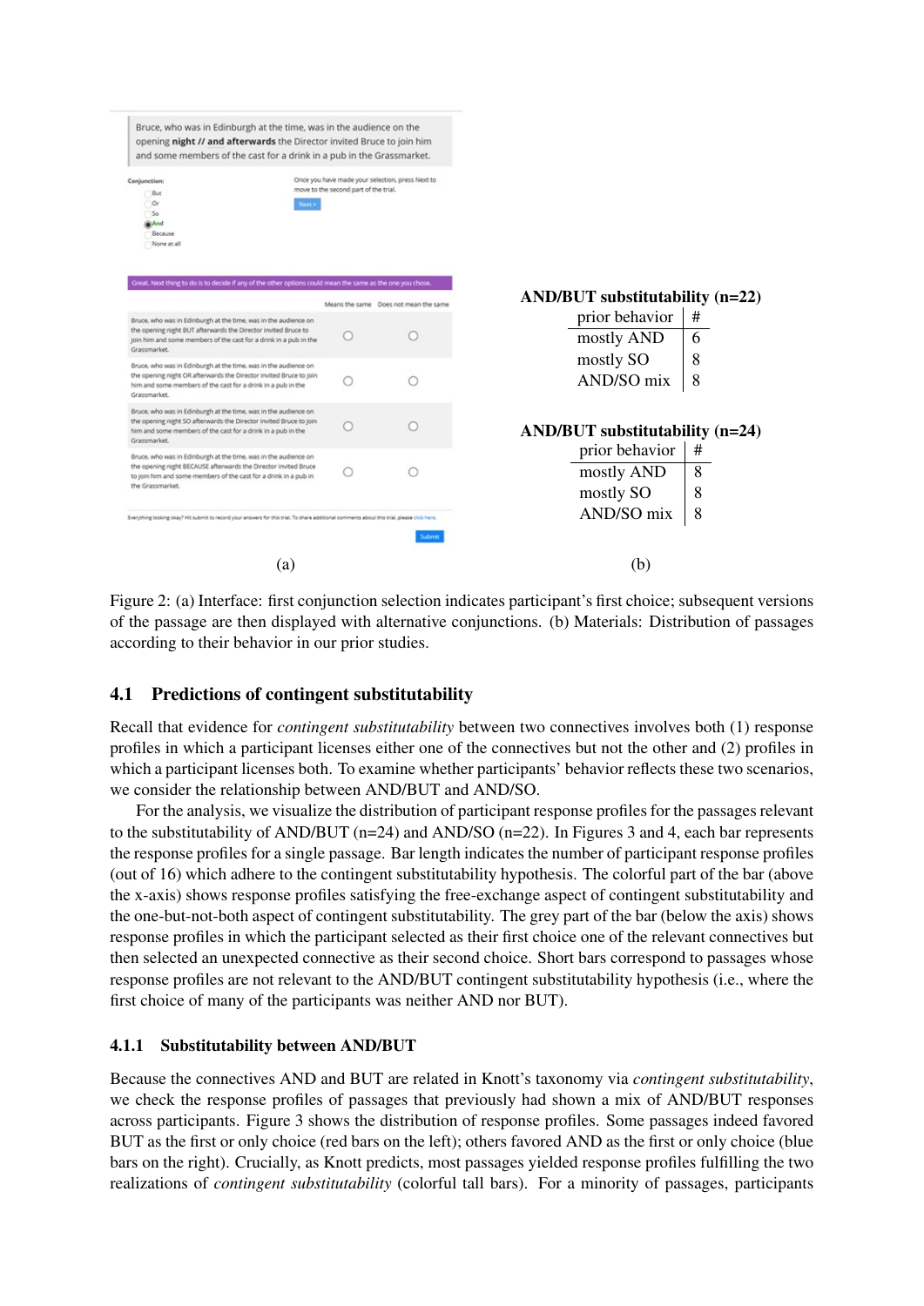Bruce, who was in Edinburgh at the time, was in the audience on the opening **night // and afterwards** the Director invited Bruce to join him and some members of the cast for a drink in a pub in the Grassmarket.

Conjunction:
- But
- Or
- So
- And
- Because
- None at all

Once you have made your selection, press Next to move to the second part of the trial.

Next >

Great. Next thing to do is to decide if any of the other options could mean the same as the one you chose.

| | Means the same | Does not mean the same |
|---|---|---|
| Bruce, who was in Edinburgh at the time, was in the audience on the opening night BUT afterwards the Director invited Bruce to join him and some members of the cast for a drink in a pub in the Grassmarket. | ○ | ○ |
| Bruce, who was in Edinburgh at the time, was in the audience on the opening night OR afterwards the Director invited Bruce to join him and some members of the cast for a drink in a pub in the Grassmarket. | ○ | ○ |
| Bruce, who was in Edinburgh at the time, was in the audience on the opening night SO afterwards the Director invited Bruce to join him and some members of the cast for a drink in a pub in the Grassmarket. | ○ | ○ |
| Bruce, who was in Edinburgh at the time, was in the audience on the opening night BECAUSE afterwards the Director invited Bruce to join him and some members of the cast for a drink in a pub in the Grassmarket. | ○ | ○ |

Everything looking okay? Hit submit to record your answers for this trial. To share additional comments about this trial, please click here.

Submit

(a)

**AND/BUT substitutability (n=22)**

| prior behavior | # |
|---|---|
| mostly AND | 6 |
| mostly SO | 8 |
| AND/SO mix | 8 |

**AND/BUT substitutability (n=24)**

| prior behavior | # |
|---|---|
| mostly AND | 8 |
| mostly SO | 8 |
| AND/SO mix | 8 |

(b)

Figure 2: (a) Interface: first conjunction selection indicates participant's first choice; subsequent versions of the passage are then displayed with alternative conjunctions. (b) Materials: Distribution of passages according to their behavior in our prior studies.

## 4.1 Predictions of contingent substitutability

Recall that evidence for *contingent substitutability* between two connectives involves both (1) response profiles in which a participant licenses either one of the connectives but not the other and (2) profiles in which a participant licenses both. To examine whether participants' behavior reflects these two scenarios, we consider the relationship between AND/BUT and AND/SO.

For the analysis, we visualize the distribution of participant response profiles for the passages relevant to the substitutability of AND/BUT (n=24) and AND/SO (n=22). In Figures 3 and 4, each bar represents the response profiles for a single passage. Bar length indicates the number of participant response profiles (out of 16) which adhere to the contingent substitutability hypothesis. The colorful part of the bar (above the x-axis) shows response profiles satisfying the free-exchange aspect of contingent substitutability and the one-but-not-both aspect of contingent substitutability. The grey part of the bar (below the axis) shows response profiles in which the participant selected as their first choice one of the relevant connectives but then selected an unexpected connective as their second choice. Short bars correspond to passages whose response profiles are not relevant to the AND/BUT contingent substitutability hypothesis (i.e., where the first choice of many of the participants was neither AND nor BUT).

### 4.1.1 Substitutability between AND/BUT

Because the connectives AND and BUT are related in Knott's taxonomy via *contingent substitutability*, we check the response profiles of passages that previously had shown a mix of AND/BUT responses across participants. Figure 3 shows the distribution of response profiles. Some passages indeed favored BUT as the first or only choice (red bars on the left); others favored AND as the first or only choice (blue bars on the right). Crucially, as Knott predicts, most passages yielded response profiles fulfilling the two realizations of *contingent substitutability* (colorful tall bars). For a minority of passages, participants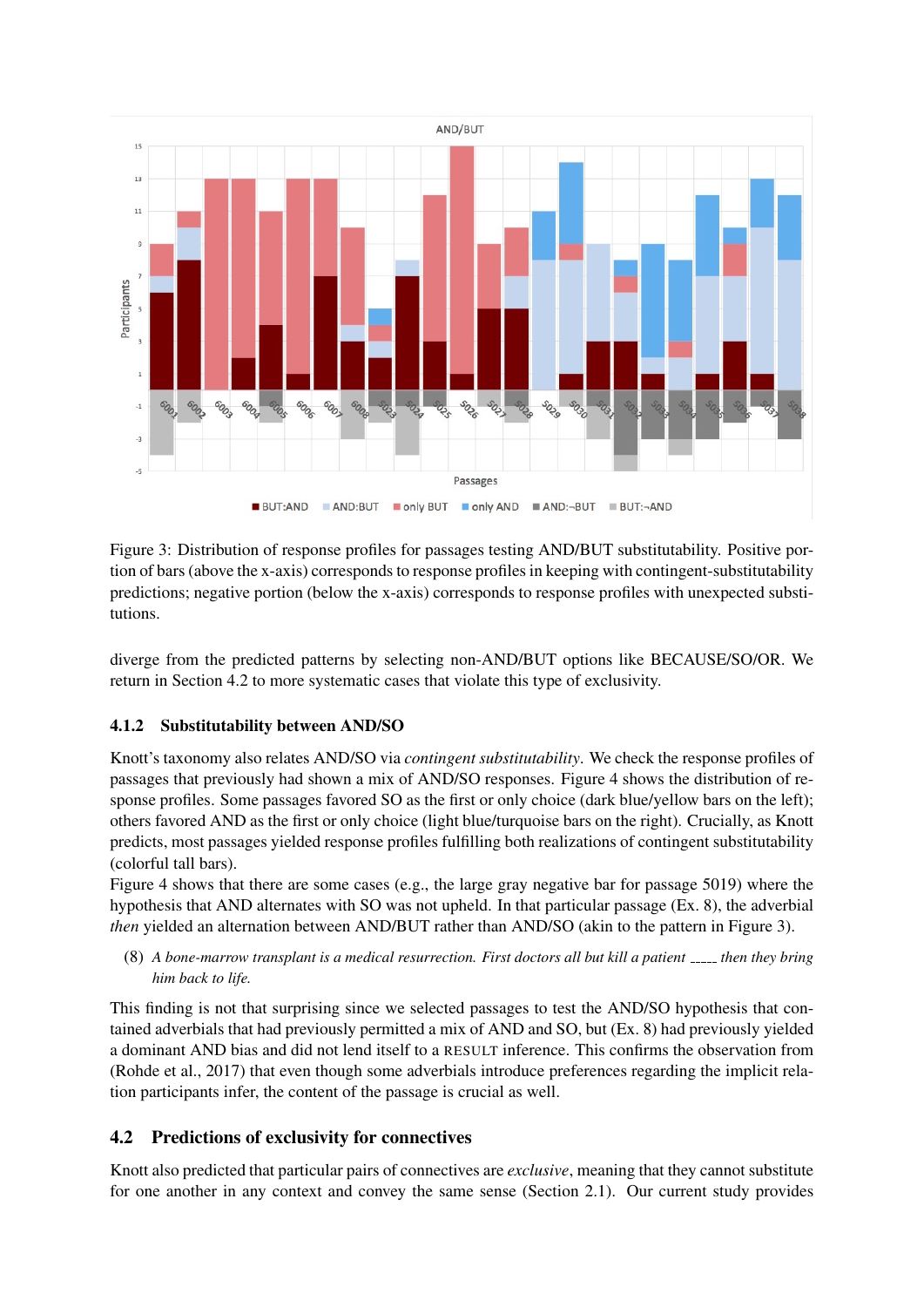Figure 3: Distribution of response profiles for passages testing AND/BUT substitutability. Positive portion of bars (above the x-axis) corresponds to response profiles in keeping with contingent-substitutability predictions; negative portion (below the x-axis) corresponds to response profiles with unexpected substitutions.

diverge from the predicted patterns by selecting non-AND/BUT options like BECAUSE/SO/OR. We return in Section 4.2 to more systematic cases that violate this type of exclusivity.

### 4.1.2 Substitutability between AND/SO

Knott's taxonomy also relates AND/SO via *contingent substitutability*. We check the response profiles of passages that previously had shown a mix of AND/SO responses. Figure 4 shows the distribution of response profiles. Some passages favored SO as the first or only choice (dark blue/yellow bars on the left); others favored AND as the first or only choice (light blue/turquoise bars on the right). Crucially, as Knott predicts, most passages yielded response profiles fulfilling both realizations of contingent substitutability (colorful tall bars).

Figure 4 shows that there are some cases (e.g., the large gray negative bar for passage 5019) where the hypothesis that AND alternates with SO was not upheld. In that particular passage (Ex. 8), the adverbial *then* yielded an alternation between AND/BUT rather than AND/SO (akin to the pattern in Figure 3).

(8) *A bone-marrow transplant is a medical resurrection. First doctors all but kill a patient _____ then they bring him back to life.*

This finding is not that surprising since we selected passages to test the AND/SO hypothesis that contained adverbials that had previously permitted a mix of AND and SO, but (Ex. 8) had previously yielded a dominant AND bias and did not lend itself to a RESULT inference. This confirms the observation from (Rohde et al., 2017) that even though some adverbials introduce preferences regarding the implicit relation participants infer, the content of the passage is crucial as well.

## 4.2 Predictions of exclusivity for connectives

Knott also predicted that particular pairs of connectives are *exclusive*, meaning that they cannot substitute for one another in any context and convey the same sense (Section 2.1). Our current study provides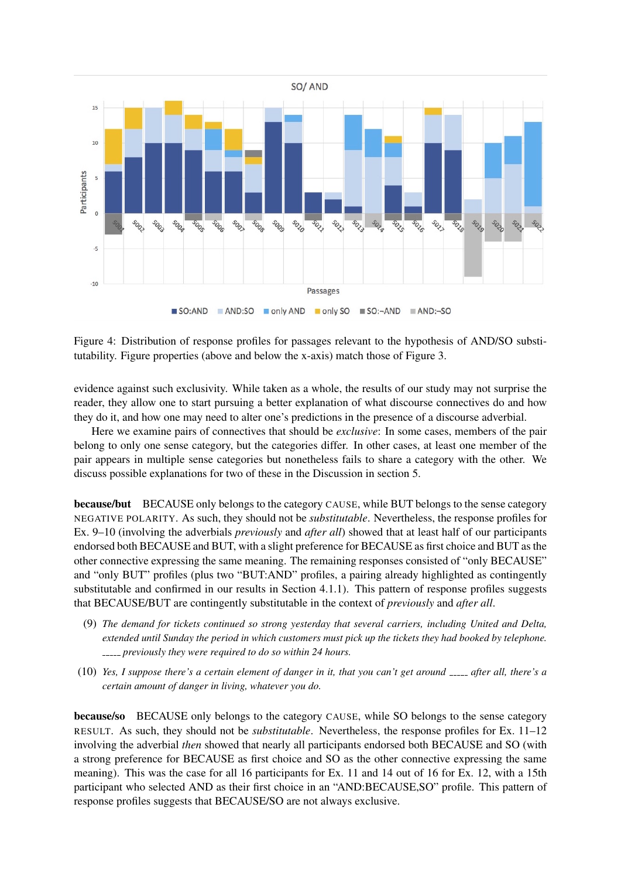Figure 4: Distribution of response profiles for passages relevant to the hypothesis of AND/SO substitutability. Figure properties (above and below the x-axis) match those of Figure 3.

evidence against such exclusivity. While taken as a whole, the results of our study may not surprise the reader, they allow one to start pursuing a better explanation of what discourse connectives do and how they do it, and how one may need to alter one's predictions in the presence of a discourse adverbial.

Here we examine pairs of connectives that should be *exclusive*: In some cases, members of the pair belong to only one sense category, but the categories differ. In other cases, at least one member of the pair appears in multiple sense categories but nonetheless fails to share a category with the other. We discuss possible explanations for two of these in the Discussion in section 5.

**because/but** BECAUSE only belongs to the category CAUSE, while BUT belongs to the sense category NEGATIVE POLARITY. As such, they should not be *substitutable*. Nevertheless, the response profiles for Ex. 9–10 (involving the adverbials *previously* and *after all*) showed that at least half of our participants endorsed both BECAUSE and BUT, with a slight preference for BECAUSE as first choice and BUT as the other connective expressing the same meaning. The remaining responses consisted of "only BECAUSE" and "only BUT" profiles (plus two "BUT:AND" profiles, a pairing already highlighted as contingently substitutable and confirmed in our results in Section 4.1.1). This pattern of response profiles suggests that BECAUSE/BUT are contingently substitutable in the context of *previously* and *after all*.

(9) *The demand for tickets continued so strong yesterday that several carriers, including United and Delta, extended until Sunday the period in which customers must pick up the tickets they had booked by telephone. _____ previously they were required to do so within 24 hours.*

(10) *Yes, I suppose there's a certain element of danger in it, that you can't get around _____ after all, there's a certain amount of danger in living, whatever you do.*

**because/so** BECAUSE only belongs to the category CAUSE, while SO belongs to the sense category RESULT. As such, they should not be *substitutable*. Nevertheless, the response profiles for Ex. 11–12 involving the adverbial *then* showed that nearly all participants endorsed both BECAUSE and SO (with a strong preference for BECAUSE as first choice and SO as the other connective expressing the same meaning). This was the case for all 16 participants for Ex. 11 and 14 out of 16 for Ex. 12, with a 15th participant who selected AND as their first choice in an "AND:BECAUSE,SO" profile. This pattern of response profiles suggests that BECAUSE/SO are not always exclusive.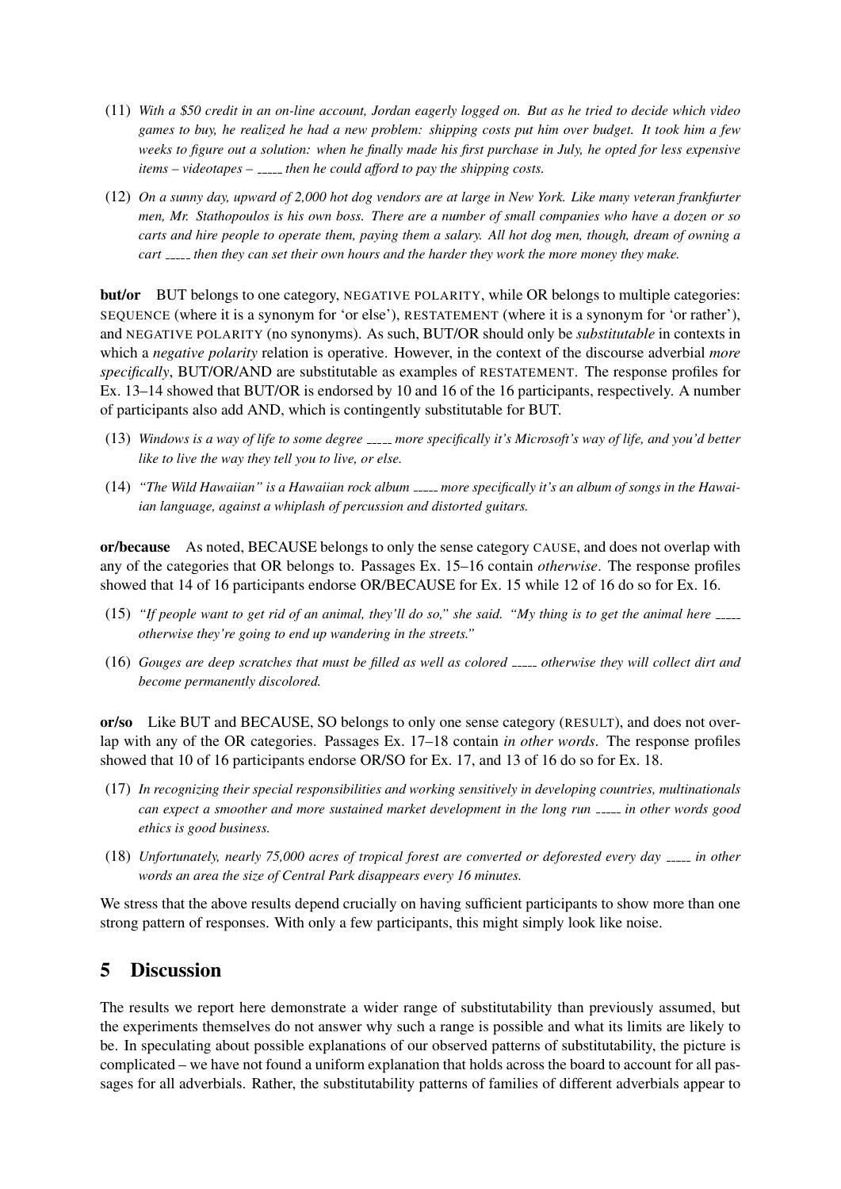(11) *With a $50 credit in an on-line account, Jordan eagerly logged on. But as he tried to decide which video games to buy, he realized he had a new problem: shipping costs put him over budget. It took him a few weeks to figure out a solution: when he finally made his first purchase in July, he opted for less expensive items – videotapes – _____ then he could afford to pay the shipping costs.*

(12) *On a sunny day, upward of 2,000 hot dog vendors are at large in New York. Like many veteran frankfurter men, Mr. Stathopoulos is his own boss. There are a number of small companies who have a dozen or so carts and hire people to operate them, paying them a salary. All hot dog men, though, dream of owning a cart _____ then they can set their own hours and the harder they work the more money they make.*

**but/or** BUT belongs to one category, NEGATIVE POLARITY, while OR belongs to multiple categories: SEQUENCE (where it is a synonym for 'or else'), RESTATEMENT (where it is a synonym for 'or rather'), and NEGATIVE POLARITY (no synonyms). As such, BUT/OR should only be *substitutable* in contexts in which a *negative polarity* relation is operative. However, in the context of the discourse adverbial *more specifically*, BUT/OR/AND are substitutable as examples of RESTATEMENT. The response profiles for Ex. 13–14 showed that BUT/OR is endorsed by 10 and 16 of the 16 participants, respectively. A number of participants also add AND, which is contingently substitutable for BUT.

(13) *Windows is a way of life to some degree _____ more specifically it's Microsoft's way of life, and you'd better like to live the way they tell you to live, or else.*

(14) *"The Wild Hawaiian" is a Hawaiian rock album _____ more specifically it's an album of songs in the Hawaiian language, against a whiplash of percussion and distorted guitars.*

**or/because** As noted, BECAUSE belongs to only the sense category CAUSE, and does not overlap with any of the categories that OR belongs to. Passages Ex. 15–16 contain *otherwise*. The response profiles showed that 14 of 16 participants endorse OR/BECAUSE for Ex. 15 while 12 of 16 do so for Ex. 16.

(15) *"If people want to get rid of an animal, they'll do so," she said. "My thing is to get the animal here _____ otherwise they're going to end up wandering in the streets."*

(16) *Gouges are deep scratches that must be filled as well as colored _____ otherwise they will collect dirt and become permanently discolored.*

**or/so** Like BUT and BECAUSE, SO belongs to only one sense category (RESULT), and does not overlap with any of the OR categories. Passages Ex. 17–18 contain *in other words*. The response profiles showed that 10 of 16 participants endorse OR/SO for Ex. 17, and 13 of 16 do so for Ex. 18.

(17) *In recognizing their special responsibilities and working sensitively in developing countries, multinationals can expect a smoother and more sustained market development in the long run _____ in other words good ethics is good business.*

(18) *Unfortunately, nearly 75,000 acres of tropical forest are converted or deforested every day _____ in other words an area the size of Central Park disappears every 16 minutes.*

We stress that the above results depend crucially on having sufficient participants to show more than one strong pattern of responses. With only a few participants, this might simply look like noise.

## 5 Discussion

The results we report here demonstrate a wider range of substitutability than previously assumed, but the experiments themselves do not answer why such a range is possible and what its limits are likely to be. In speculating about possible explanations of our observed patterns of substitutability, the picture is complicated – we have not found a uniform explanation that holds across the board to account for all passages for all adverbials. Rather, the substitutability patterns of families of different adverbials appear to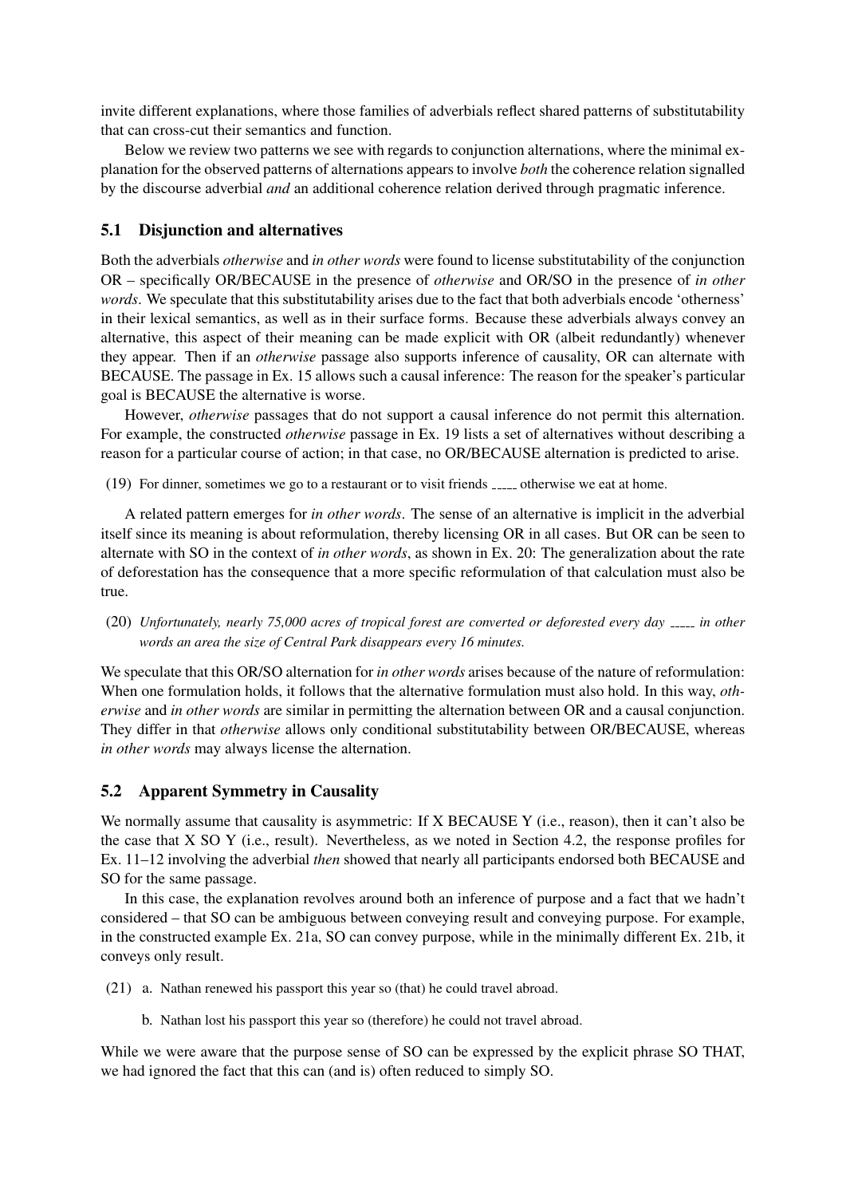invite different explanations, where those families of adverbials reflect shared patterns of substitutability that can cross-cut their semantics and function.

Below we review two patterns we see with regards to conjunction alternations, where the minimal explanation for the observed patterns of alternations appears to involve *both* the coherence relation signalled by the discourse adverbial *and* an additional coherence relation derived through pragmatic inference.

## 5.1 Disjunction and alternatives

Both the adverbials *otherwise* and *in other words* were found to license substitutability of the conjunction OR – specifically OR/BECAUSE in the presence of *otherwise* and OR/SO in the presence of *in other words*. We speculate that this substitutability arises due to the fact that both adverbials encode 'otherness' in their lexical semantics, as well as in their surface forms. Because these adverbials always convey an alternative, this aspect of their meaning can be made explicit with OR (albeit redundantly) whenever they appear. Then if an *otherwise* passage also supports inference of causality, OR can alternate with BECAUSE. The passage in Ex. 15 allows such a causal inference: The reason for the speaker's particular goal is BECAUSE the alternative is worse.

However, *otherwise* passages that do not support a causal inference do not permit this alternation. For example, the constructed *otherwise* passage in Ex. 19 lists a set of alternatives without describing a reason for a particular course of action; in that case, no OR/BECAUSE alternation is predicted to arise.

(19) For dinner, sometimes we go to a restaurant or to visit friends _____ otherwise we eat at home.

A related pattern emerges for *in other words*. The sense of an alternative is implicit in the adverbial itself since its meaning is about reformulation, thereby licensing OR in all cases. But OR can be seen to alternate with SO in the context of *in other words*, as shown in Ex. 20: The generalization about the rate of deforestation has the consequence that a more specific reformulation of that calculation must also be true.

(20) *Unfortunately, nearly 75,000 acres of tropical forest are converted or deforested every day _____ in other words an area the size of Central Park disappears every 16 minutes.*

We speculate that this OR/SO alternation for *in other words* arises because of the nature of reformulation: When one formulation holds, it follows that the alternative formulation must also hold. In this way, *otherwise* and *in other words* are similar in permitting the alternation between OR and a causal conjunction. They differ in that *otherwise* allows only conditional substitutability between OR/BECAUSE, whereas *in other words* may always license the alternation.

## 5.2 Apparent Symmetry in Causality

We normally assume that causality is asymmetric: If X BECAUSE Y (i.e., reason), then it can't also be the case that X SO Y (i.e., result). Nevertheless, as we noted in Section 4.2, the response profiles for Ex. 11–12 involving the adverbial *then* showed that nearly all participants endorsed both BECAUSE and SO for the same passage.

In this case, the explanation revolves around both an inference of purpose and a fact that we hadn't considered – that SO can be ambiguous between conveying result and conveying purpose. For example, in the constructed example Ex. 21a, SO can convey purpose, while in the minimally different Ex. 21b, it conveys only result.

(21) a. Nathan renewed his passport this year so (that) he could travel abroad.

b. Nathan lost his passport this year so (therefore) he could not travel abroad.

While we were aware that the purpose sense of SO can be expressed by the explicit phrase SO THAT, we had ignored the fact that this can (and is) often reduced to simply SO.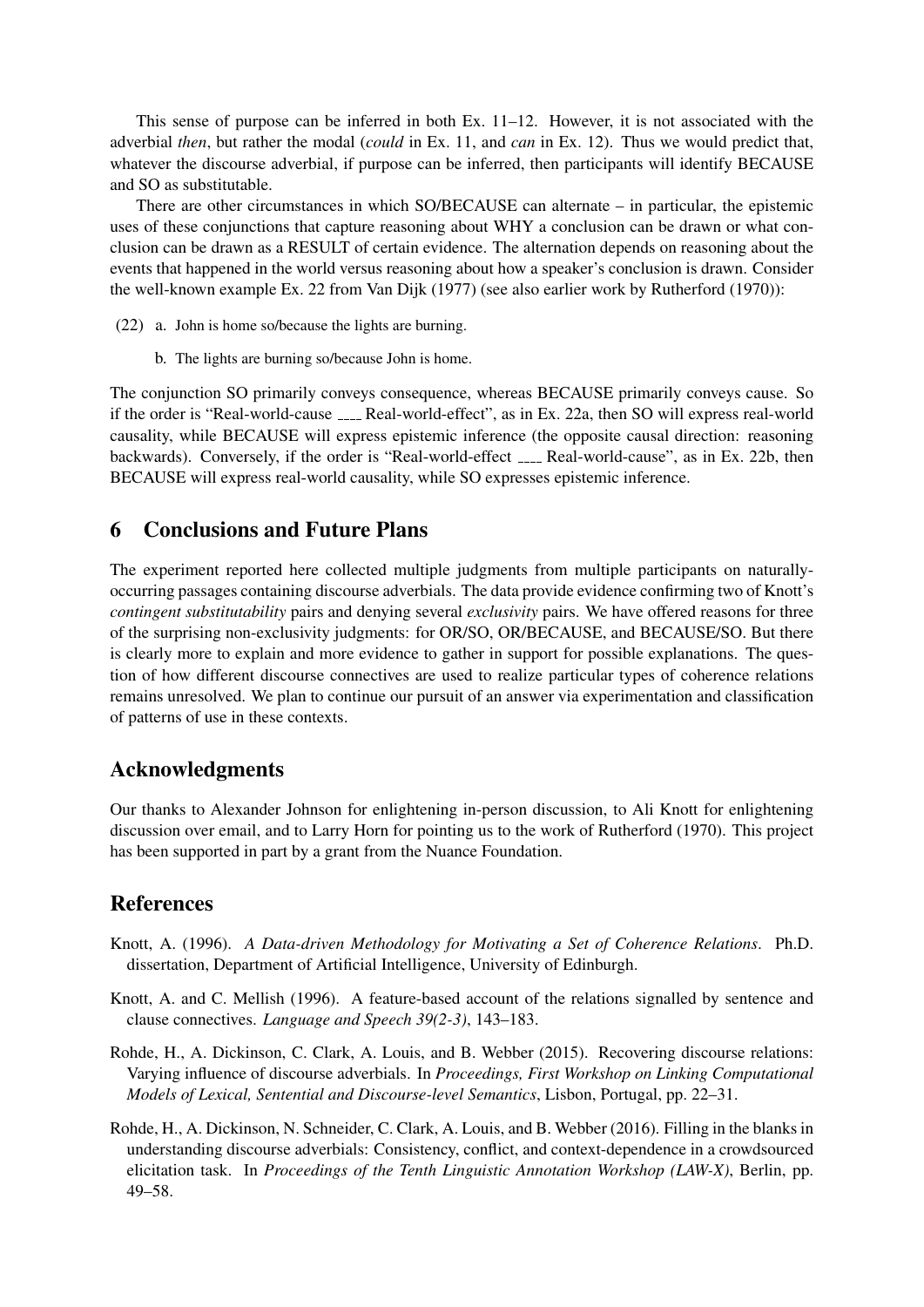This sense of purpose can be inferred in both Ex. 11–12. However, it is not associated with the adverbial *then*, but rather the modal (*could* in Ex. 11, and *can* in Ex. 12). Thus we would predict that, whatever the discourse adverbial, if purpose can be inferred, then participants will identify BECAUSE and SO as substitutable.

There are other circumstances in which SO/BECAUSE can alternate – in particular, the epistemic uses of these conjunctions that capture reasoning about WHY a conclusion can be drawn or what conclusion can be drawn as a RESULT of certain evidence. The alternation depends on reasoning about the events that happened in the world versus reasoning about how a speaker's conclusion is drawn. Consider the well-known example Ex. 22 from Van Dijk (1977) (see also earlier work by Rutherford (1970)):

(22) a. John is home so/because the lights are burning.

b. The lights are burning so/because John is home.

The conjunction SO primarily conveys consequence, whereas BECAUSE primarily conveys cause. So if the order is "Real-world-cause \_\_\_\_ Real-world-effect", as in Ex. 22a, then SO will express real-world causality, while BECAUSE will express epistemic inference (the opposite causal direction: reasoning backwards). Conversely, if the order is "Real-world-effect \_\_\_\_ Real-world-cause", as in Ex. 22b, then BECAUSE will express real-world causality, while SO expresses epistemic inference.

## 6 Conclusions and Future Plans

The experiment reported here collected multiple judgments from multiple participants on naturally-occurring passages containing discourse adverbials. The data provide evidence confirming two of Knott's *contingent substitutability* pairs and denying several *exclusivity* pairs. We have offered reasons for three of the surprising non-exclusivity judgments: for OR/SO, OR/BECAUSE, and BECAUSE/SO. But there is clearly more to explain and more evidence to gather in support for possible explanations. The question of how different discourse connectives are used to realize particular types of coherence relations remains unresolved. We plan to continue our pursuit of an answer via experimentation and classification of patterns of use in these contexts.

## Acknowledgments

Our thanks to Alexander Johnson for enlightening in-person discussion, to Ali Knott for enlightening discussion over email, and to Larry Horn for pointing us to the work of Rutherford (1970). This project has been supported in part by a grant from the Nuance Foundation.

## References

Knott, A. (1996). *A Data-driven Methodology for Motivating a Set of Coherence Relations*. Ph.D. dissertation, Department of Artificial Intelligence, University of Edinburgh.

Knott, A. and C. Mellish (1996). A feature-based account of the relations signalled by sentence and clause connectives. *Language and Speech 39(2-3)*, 143–183.

Rohde, H., A. Dickinson, C. Clark, A. Louis, and B. Webber (2015). Recovering discourse relations: Varying influence of discourse adverbials. In *Proceedings, First Workshop on Linking Computational Models of Lexical, Sentential and Discourse-level Semantics*, Lisbon, Portugal, pp. 22–31.

Rohde, H., A. Dickinson, N. Schneider, C. Clark, A. Louis, and B. Webber (2016). Filling in the blanks in understanding discourse adverbials: Consistency, conflict, and context-dependence in a crowdsourced elicitation task. In *Proceedings of the Tenth Linguistic Annotation Workshop (LAW-X)*, Berlin, pp. 49–58.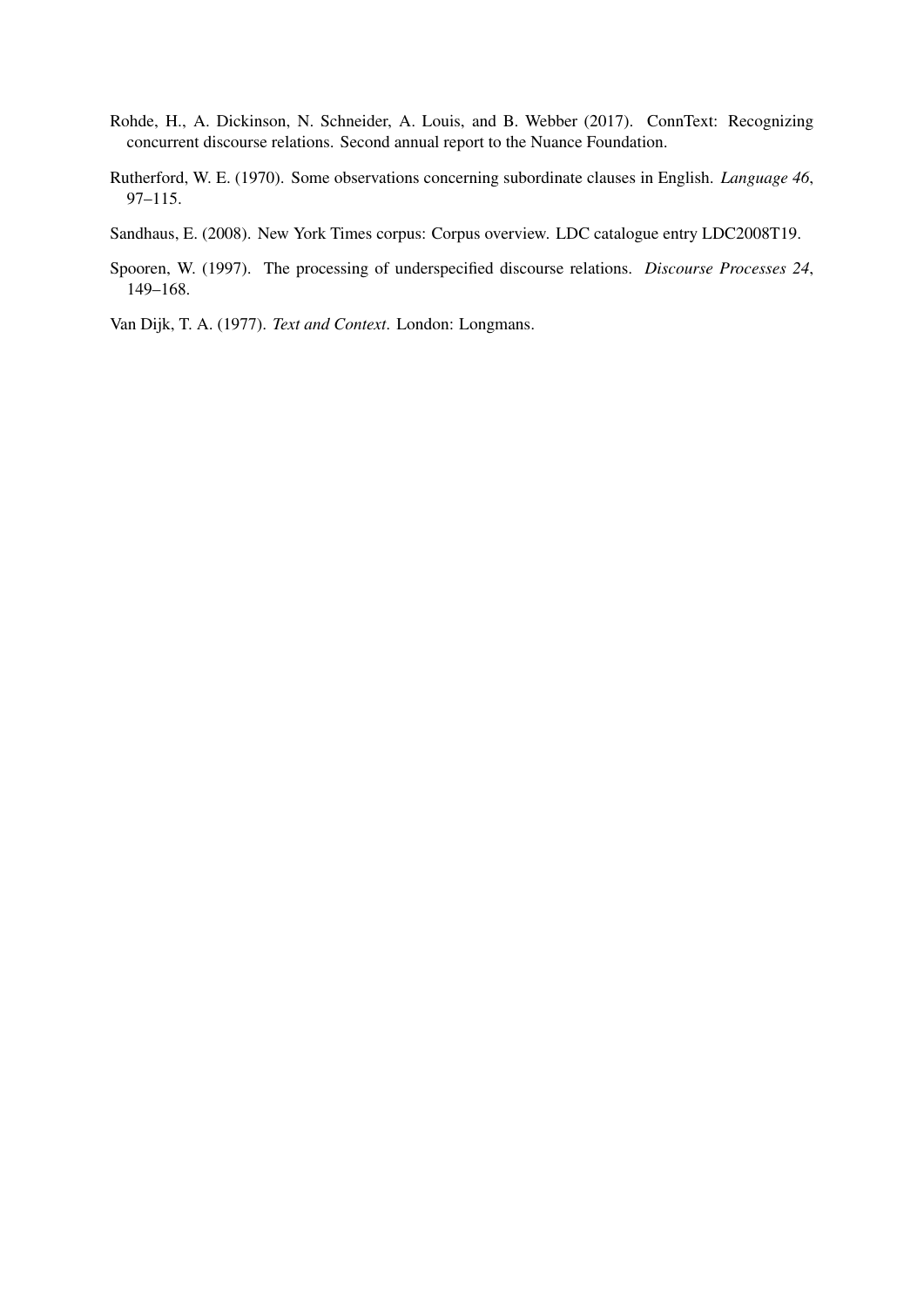Rohde, H., A. Dickinson, N. Schneider, A. Louis, and B. Webber (2017). ConnText: Recognizing concurrent discourse relations. Second annual report to the Nuance Foundation.

Rutherford, W. E. (1970). Some observations concerning subordinate clauses in English. *Language 46*, 97–115.

Sandhaus, E. (2008). New York Times corpus: Corpus overview. LDC catalogue entry LDC2008T19.

Spooren, W. (1997). The processing of underspecified discourse relations. *Discourse Processes 24*, 149–168.

Van Dijk, T. A. (1977). *Text and Context*. London: Longmans.